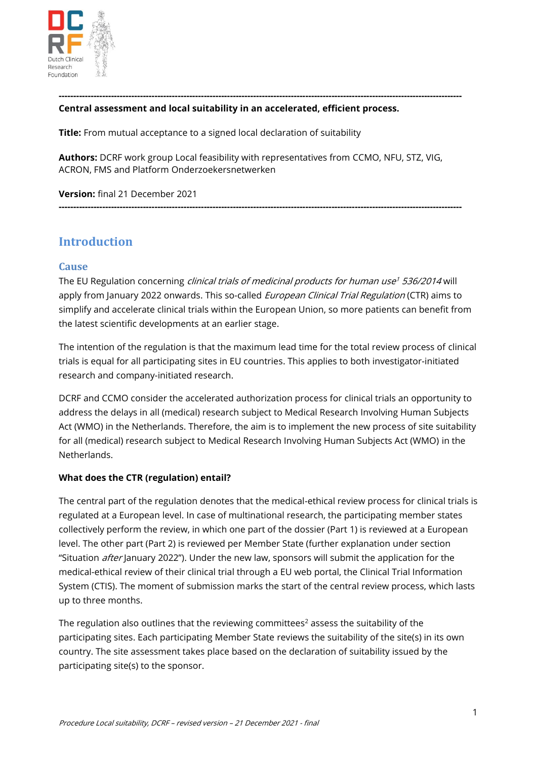---

**Central assessment and local suitability in an accelerated, efficient process.**

**Title:** From mutual acceptance to a signed local declaration of suitability

**Authors:** DCRF work group Local feasibility with representatives from CCMO, NFU, STZ, VIG, ACRON, FMS and Platform Onderzoekersnetwerken

**Version:** final 21 December 2021

---

# Introduction

## Cause

The EU Regulation concerning *clinical trials of medicinal products for human use*[1] *536/2014* will apply from January 2022 onwards. This so-called *European Clinical Trial Regulation* (CTR) aims to simplify and accelerate clinical trials within the European Union, so more patients can benefit from the latest scientific developments at an earlier stage.

The intention of the regulation is that the maximum lead time for the total review process of clinical trials is equal for all participating sites in EU countries. This applies to both investigator-initiated research and company-initiated research.

DCRF and CCMO consider the accelerated authorization process for clinical trials an opportunity to address the delays in all (medical) research subject to Medical Research Involving Human Subjects Act (WMO) in the Netherlands. Therefore, the aim is to implement the new process of site suitability for all (medical) research subject to Medical Research Involving Human Subjects Act (WMO) in the Netherlands.

**What does the CTR (regulation) entail?**

The central part of the regulation denotes that the medical-ethical review process for clinical trials is regulated at a European level. In case of multinational research, the participating member states collectively perform the review, in which one part of the dossier (Part 1) is reviewed at a European level. The other part (Part 2) is reviewed per Member State (further explanation under section "Situation *after* January 2022"). Under the new law, sponsors will submit the application for the medical-ethical review of their clinical trial through a EU web portal, the Clinical Trial Information System (CTIS). The moment of submission marks the start of the central review process, which lasts up to three months.

The regulation also outlines that the reviewing committees[2] assess the suitability of the participating sites. Each participating Member State reviews the suitability of the site(s) in its own country. The site assessment takes place based on the declaration of suitability issued by the participating site(s) to the sponsor.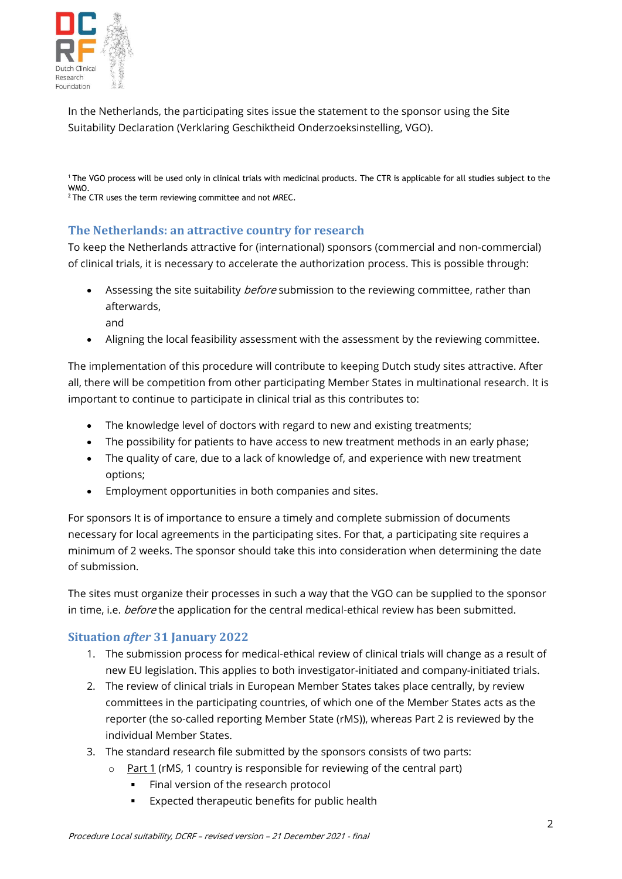In the Netherlands, the participating sites issue the statement to the sponsor using the Site Suitability Declaration (Verklaring Geschiktheid Onderzoeksinstelling, VGO).

[1] The VGO process will be used only in clinical trials with medicinal products. The CTR is applicable for all studies subject to the WMO.
[2] The CTR uses the term reviewing committee and not MREC.

## The Netherlands: an attractive country for research

To keep the Netherlands attractive for (international) sponsors (commercial and non-commercial) of clinical trials, it is necessary to accelerate the authorization process. This is possible through:

- Assessing the site suitability *before* submission to the reviewing committee, rather than afterwards,
  and
- Aligning the local feasibility assessment with the assessment by the reviewing committee.

The implementation of this procedure will contribute to keeping Dutch study sites attractive. After all, there will be competition from other participating Member States in multinational research. It is important to continue to participate in clinical trial as this contributes to:

- The knowledge level of doctors with regard to new and existing treatments;
- The possibility for patients to have access to new treatment methods in an early phase;
- The quality of care, due to a lack of knowledge of, and experience with new treatment options;
- Employment opportunities in both companies and sites.

For sponsors It is of importance to ensure a timely and complete submission of documents necessary for local agreements in the participating sites. For that, a participating site requires a minimum of 2 weeks. The sponsor should take this into consideration when determining the date of submission.

The sites must organize their processes in such a way that the VGO can be supplied to the sponsor in time, i.e. *before* the application for the central medical-ethical review has been submitted.

## Situation *after* 31 January 2022

1. The submission process for medical-ethical review of clinical trials will change as a result of new EU legislation. This applies to both investigator-initiated and company-initiated trials.
2. The review of clinical trials in European Member States takes place centrally, by review committees in the participating countries, of which one of the Member States acts as the reporter (the so-called reporting Member State (rMS)), whereas Part 2 is reviewed by the individual Member States.
3. The standard research file submitted by the sponsors consists of two parts:
   - Part 1 (rMS, 1 country is responsible for reviewing of the central part)
     - Final version of the research protocol
     - Expected therapeutic benefits for public health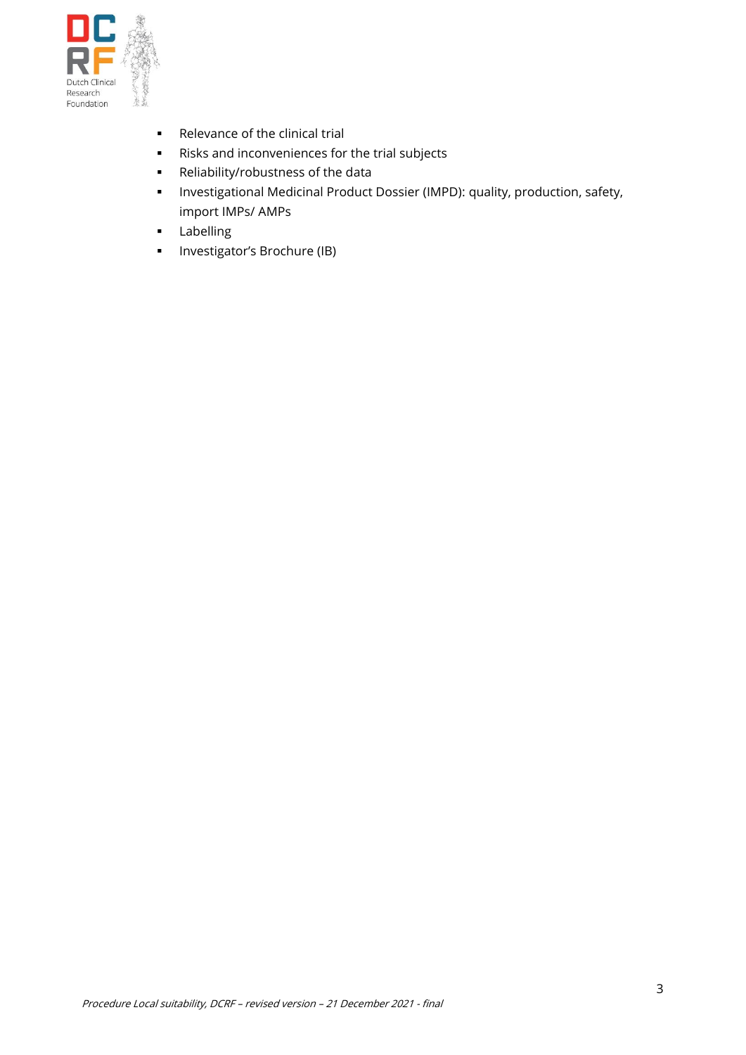- Relevance of the clinical trial
- Risks and inconveniences for the trial subjects
- Reliability/robustness of the data
- Investigational Medicinal Product Dossier (IMPD): quality, production, safety, import IMPs/ AMPs
- Labelling
- Investigator's Brochure (IB)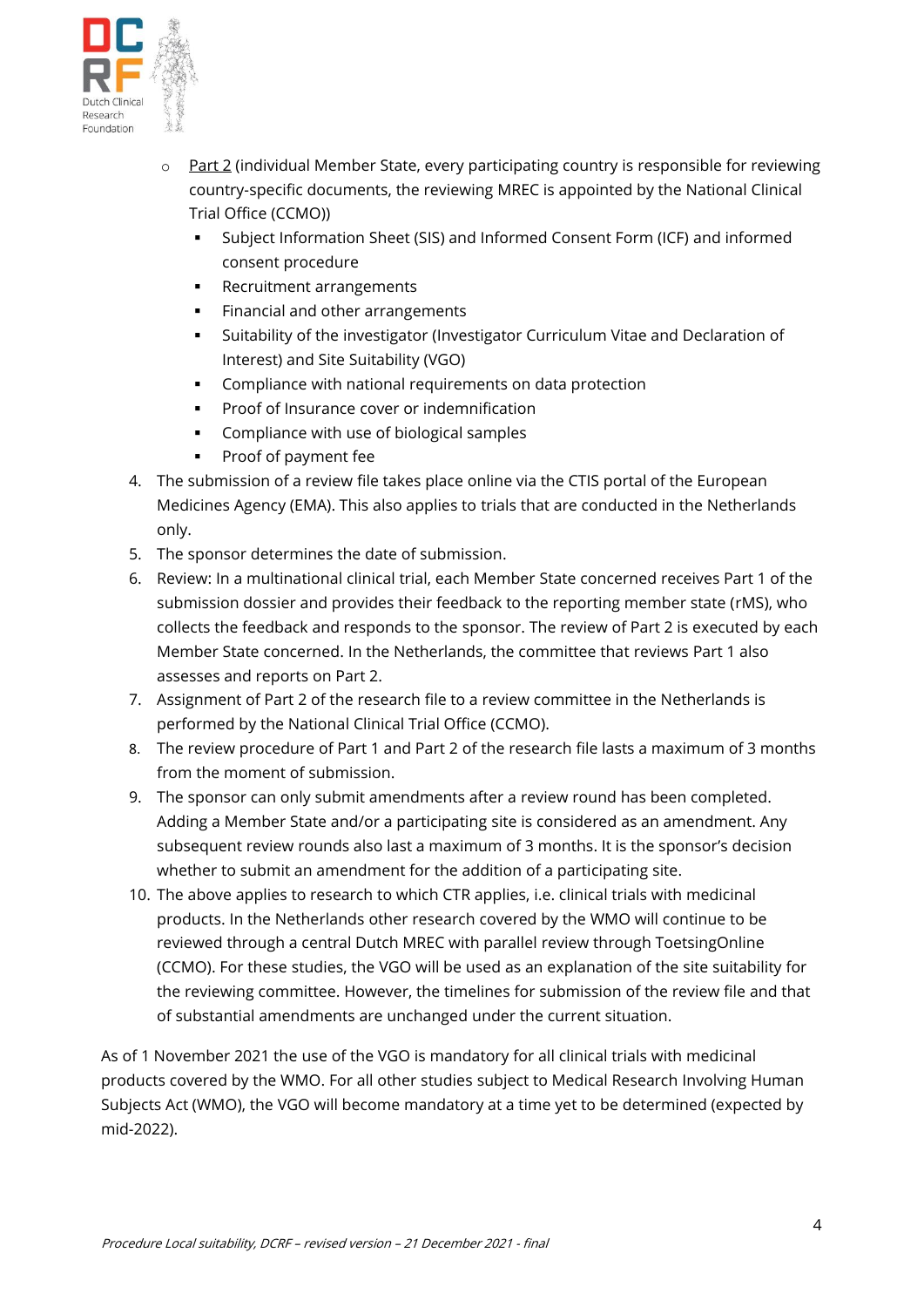- Part 2 (individual Member State, every participating country is responsible for reviewing country-specific documents, the reviewing MREC is appointed by the National Clinical Trial Office (CCMO))
    - Subject Information Sheet (SIS) and Informed Consent Form (ICF) and informed consent procedure
    - Recruitment arrangements
    - Financial and other arrangements
    - Suitability of the investigator (Investigator Curriculum Vitae and Declaration of Interest) and Site Suitability (VGO)
    - Compliance with national requirements on data protection
    - Proof of Insurance cover or indemnification
    - Compliance with use of biological samples
    - Proof of payment fee

4. The submission of a review file takes place online via the CTIS portal of the European Medicines Agency (EMA). This also applies to trials that are conducted in the Netherlands only.
5. The sponsor determines the date of submission.
6. Review: In a multinational clinical trial, each Member State concerned receives Part 1 of the submission dossier and provides their feedback to the reporting member state (rMS), who collects the feedback and responds to the sponsor. The review of Part 2 is executed by each Member State concerned. In the Netherlands, the committee that reviews Part 1 also assesses and reports on Part 2.
7. Assignment of Part 2 of the research file to a review committee in the Netherlands is performed by the National Clinical Trial Office (CCMO).
8. The review procedure of Part 1 and Part 2 of the research file lasts a maximum of 3 months from the moment of submission.
9. The sponsor can only submit amendments after a review round has been completed. Adding a Member State and/or a participating site is considered as an amendment. Any subsequent review rounds also last a maximum of 3 months. It is the sponsor's decision whether to submit an amendment for the addition of a participating site.
10. The above applies to research to which CTR applies, i.e. clinical trials with medicinal products. In the Netherlands other research covered by the WMO will continue to be reviewed through a central Dutch MREC with parallel review through ToetsingOnline (CCMO). For these studies, the VGO will be used as an explanation of the site suitability for the reviewing committee. However, the timelines for submission of the review file and that of substantial amendments are unchanged under the current situation.

As of 1 November 2021 the use of the VGO is mandatory for all clinical trials with medicinal products covered by the WMO. For all other studies subject to Medical Research Involving Human Subjects Act (WMO), the VGO will become mandatory at a time yet to be determined (expected by mid-2022).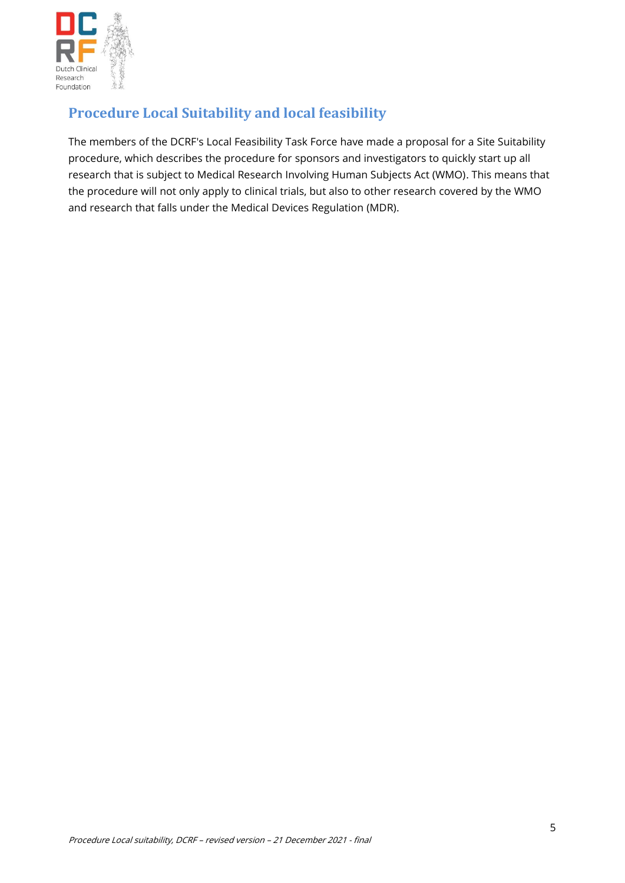## Procedure Local Suitability and local feasibility

The members of the DCRF's Local Feasibility Task Force have made a proposal for a Site Suitability procedure, which describes the procedure for sponsors and investigators to quickly start up all research that is subject to Medical Research Involving Human Subjects Act (WMO). This means that the procedure will not only apply to clinical trials, but also to other research covered by the WMO and research that falls under the Medical Devices Regulation (MDR).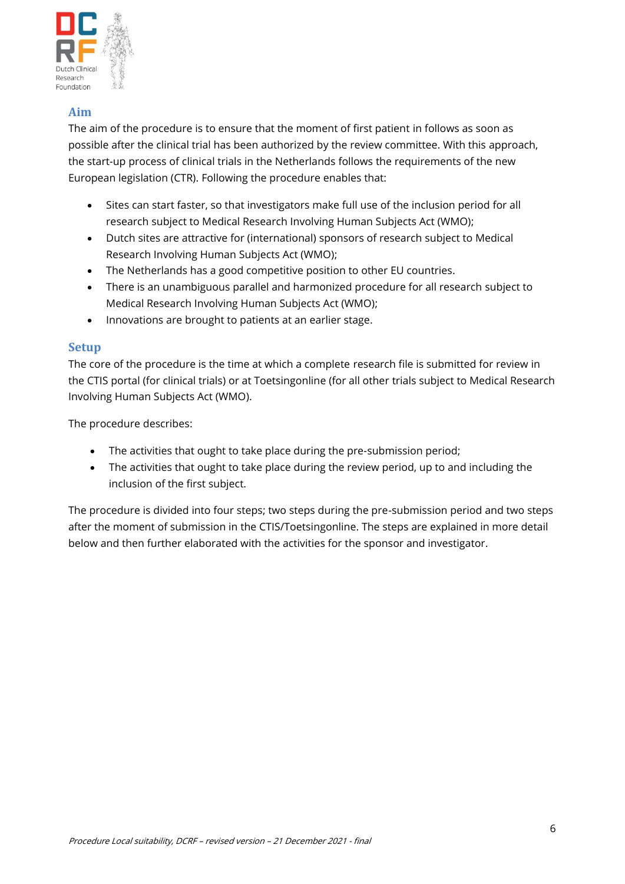## Aim

The aim of the procedure is to ensure that the moment of first patient in follows as soon as possible after the clinical trial has been authorized by the review committee. With this approach, the start-up process of clinical trials in the Netherlands follows the requirements of the new European legislation (CTR). Following the procedure enables that:

- Sites can start faster, so that investigators make full use of the inclusion period for all research subject to Medical Research Involving Human Subjects Act (WMO);
- Dutch sites are attractive for (international) sponsors of research subject to Medical Research Involving Human Subjects Act (WMO);
- The Netherlands has a good competitive position to other EU countries.
- There is an unambiguous parallel and harmonized procedure for all research subject to Medical Research Involving Human Subjects Act (WMO);
- Innovations are brought to patients at an earlier stage.

## Setup

The core of the procedure is the time at which a complete research file is submitted for review in the CTIS portal (for clinical trials) or at Toetsingonline (for all other trials subject to Medical Research Involving Human Subjects Act (WMO).

The procedure describes:

- The activities that ought to take place during the pre-submission period;
- The activities that ought to take place during the review period, up to and including the inclusion of the first subject.

The procedure is divided into four steps; two steps during the pre-submission period and two steps after the moment of submission in the CTIS/Toetsingonline. The steps are explained in more detail below and then further elaborated with the activities for the sponsor and investigator.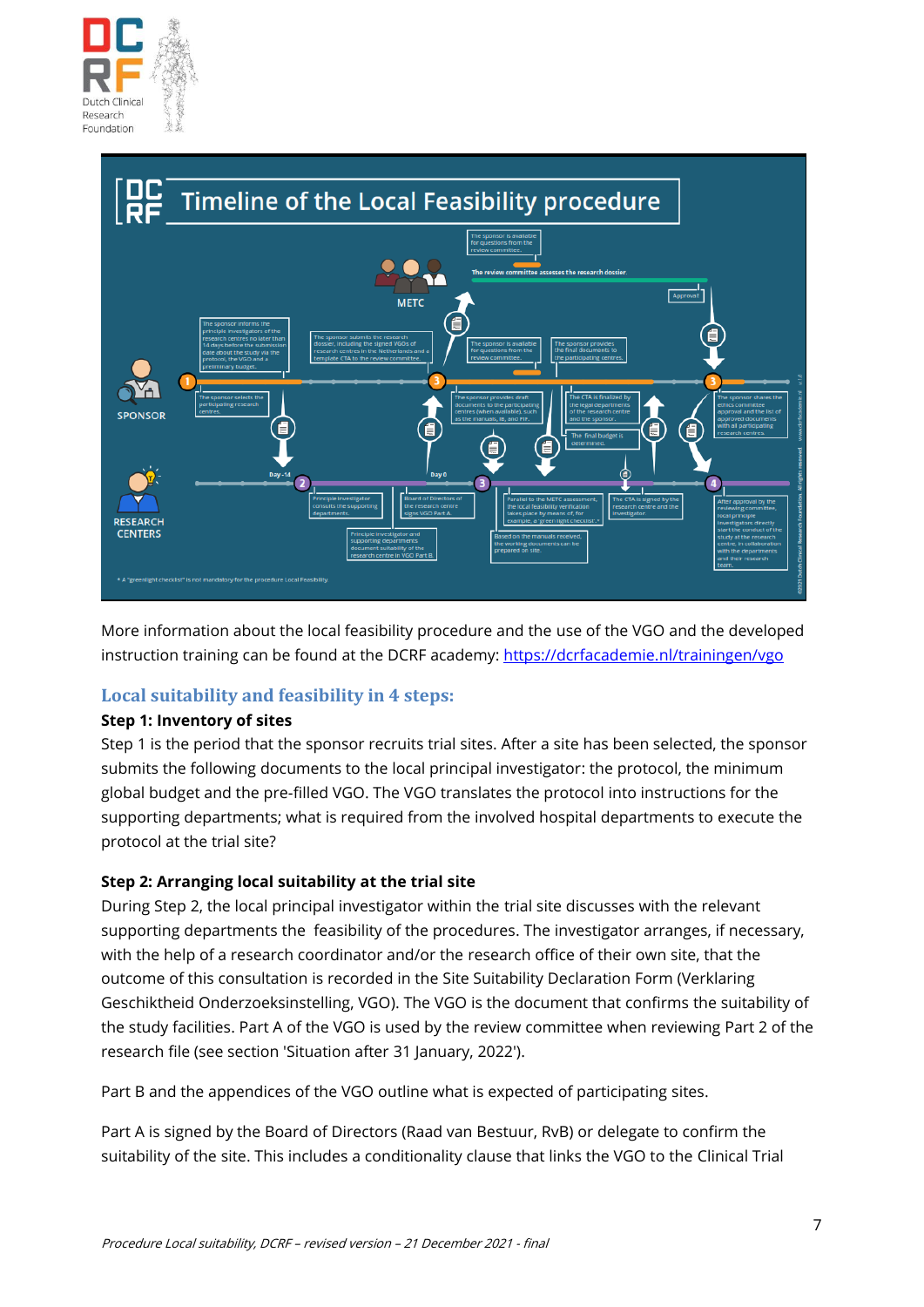Timeline of the Local Feasibility procedure

More information about the local feasibility procedure and the use of the VGO and the developed instruction training can be found at the DCRF academy: [https://dcrfacademie.nl/trainingen/vgo](https://dcrfacademie.nl/trainingen/vgo)

## Local suitability and feasibility in 4 steps:

### Step 1: Inventory of sites

Step 1 is the period that the sponsor recruits trial sites. After a site has been selected, the sponsor submits the following documents to the local principal investigator: the protocol, the minimum global budget and the pre-filled VGO. The VGO translates the protocol into instructions for the supporting departments; what is required from the involved hospital departments to execute the protocol at the trial site?

### Step 2: Arranging local suitability at the trial site

During Step 2, the local principal investigator within the trial site discusses with the relevant supporting departments the feasibility of the procedures. The investigator arranges, if necessary, with the help of a research coordinator and/or the research office of their own site, that the outcome of this consultation is recorded in the Site Suitability Declaration Form (Verklaring Geschiktheid Onderzoeksinstelling, VGO). The VGO is the document that confirms the suitability of the study facilities. Part A of the VGO is used by the review committee when reviewing Part 2 of the research file (see section 'Situation after 31 January, 2022').

Part B and the appendices of the VGO outline what is expected of participating sites.

Part A is signed by the Board of Directors (Raad van Bestuur, RvB) or delegate to confirm the suitability of the site. This includes a conditionality clause that links the VGO to the Clinical Trial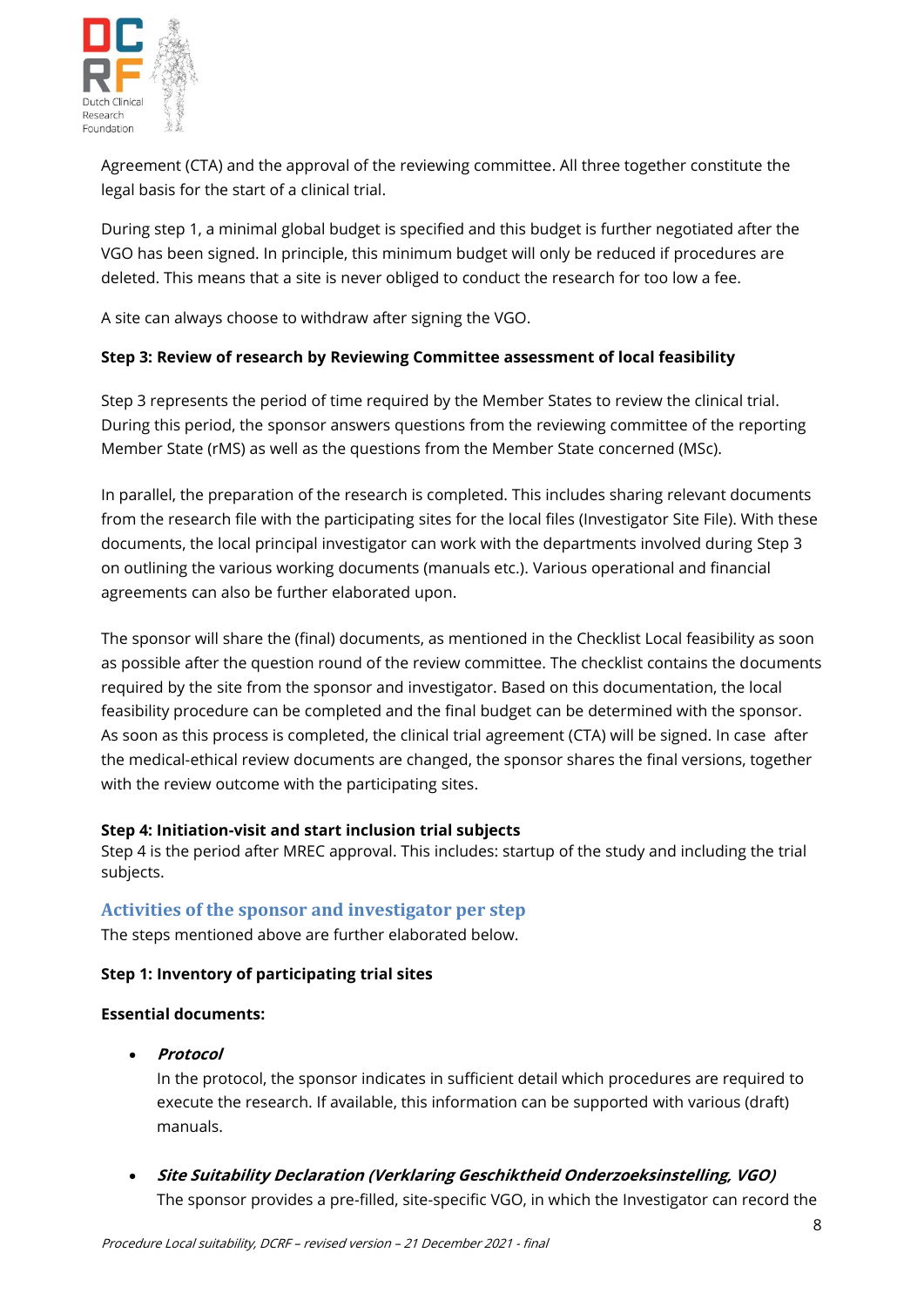Agreement (CTA) and the approval of the reviewing committee. All three together constitute the legal basis for the start of a clinical trial.

During step 1, a minimal global budget is specified and this budget is further negotiated after the VGO has been signed. In principle, this minimum budget will only be reduced if procedures are deleted. This means that a site is never obliged to conduct the research for too low a fee.

A site can always choose to withdraw after signing the VGO.

**Step 3: Review of research by Reviewing Committee assessment of local feasibility**

Step 3 represents the period of time required by the Member States to review the clinical trial. During this period, the sponsor answers questions from the reviewing committee of the reporting Member State (rMS) as well as the questions from the Member State concerned (MSc).

In parallel, the preparation of the research is completed. This includes sharing relevant documents from the research file with the participating sites for the local files (Investigator Site File). With these documents, the local principal investigator can work with the departments involved during Step 3 on outlining the various working documents (manuals etc.). Various operational and financial agreements can also be further elaborated upon.

The sponsor will share the (final) documents, as mentioned in the Checklist Local feasibility as soon as possible after the question round of the review committee. The checklist contains the documents required by the site from the sponsor and investigator. Based on this documentation, the local feasibility procedure can be completed and the final budget can be determined with the sponsor. As soon as this process is completed, the clinical trial agreement (CTA) will be signed. In case after the medical-ethical review documents are changed, the sponsor shares the final versions, together with the review outcome with the participating sites.

**Step 4: Initiation-visit and start inclusion trial subjects**
Step 4 is the period after MREC approval. This includes: startup of the study and including the trial subjects.

## Activities of the sponsor and investigator per step

The steps mentioned above are further elaborated below.

**Step 1: Inventory of participating trial sites**

**Essential documents:**

- ***Protocol***
  In the protocol, the sponsor indicates in sufficient detail which procedures are required to execute the research. If available, this information can be supported with various (draft) manuals.

- ***Site Suitability Declaration (Verklaring Geschiktheid Onderzoeksinstelling, VGO)***
  The sponsor provides a pre-filled, site-specific VGO, in which the Investigator can record the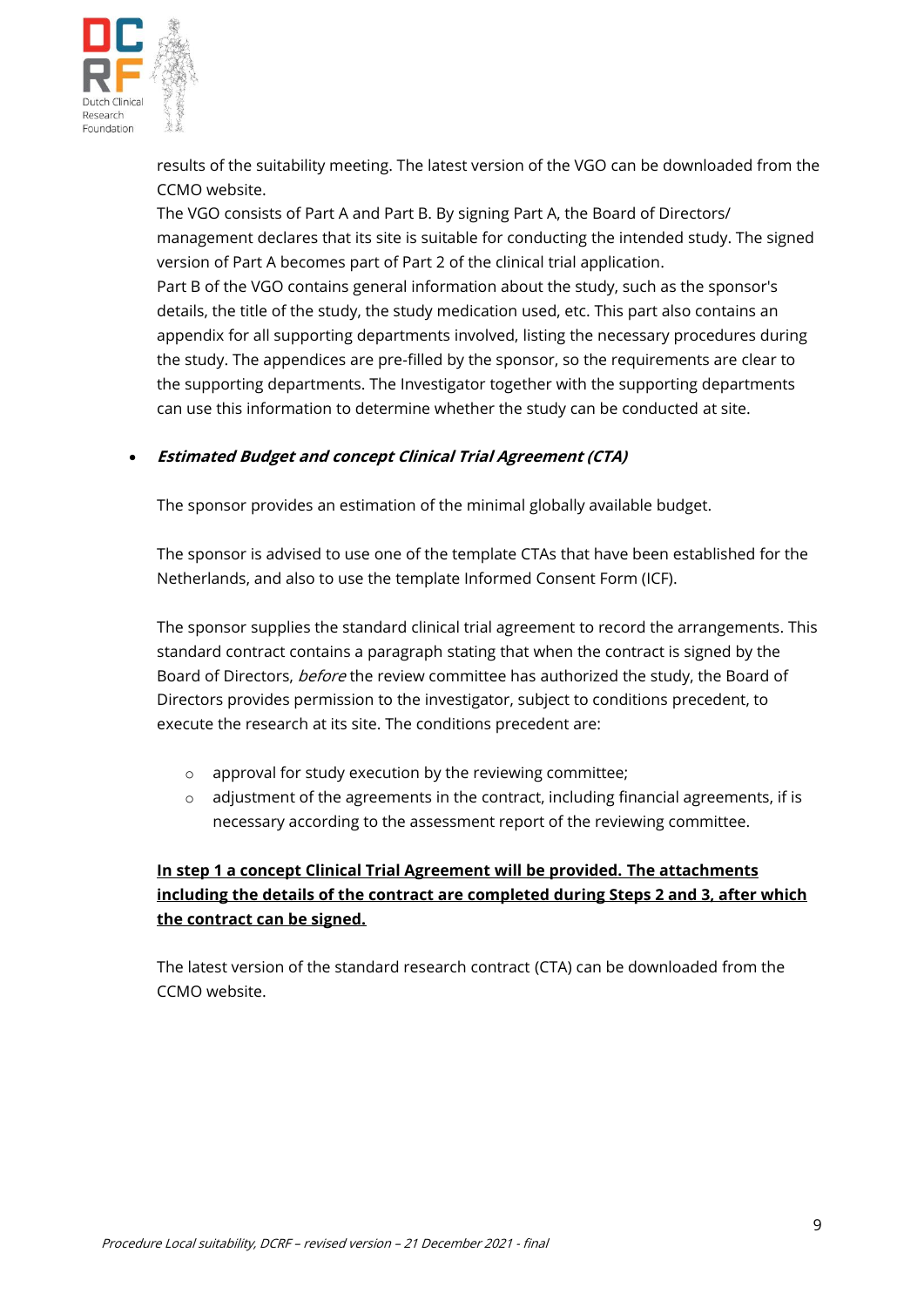results of the suitability meeting. The latest version of the VGO can be downloaded from the CCMO website.
The VGO consists of Part A and Part B. By signing Part A, the Board of Directors/ management declares that its site is suitable for conducting the intended study. The signed version of Part A becomes part of Part 2 of the clinical trial application.
Part B of the VGO contains general information about the study, such as the sponsor's details, the title of the study, the study medication used, etc. This part also contains an appendix for all supporting departments involved, listing the necessary procedures during the study. The appendices are pre-filled by the sponsor, so the requirements are clear to the supporting departments. The Investigator together with the supporting departments can use this information to determine whether the study can be conducted at site.

- ***Estimated Budget and concept Clinical Trial Agreement (CTA)***

  The sponsor provides an estimation of the minimal globally available budget.

  The sponsor is advised to use one of the template CTAs that have been established for the Netherlands, and also to use the template Informed Consent Form (ICF).

  The sponsor supplies the standard clinical trial agreement to record the arrangements. This standard contract contains a paragraph stating that when the contract is signed by the Board of Directors, *before* the review committee has authorized the study, the Board of Directors provides permission to the investigator, subject to conditions precedent, to execute the research at its site. The conditions precedent are:

  - approval for study execution by the reviewing committee;
  - adjustment of the agreements in the contract, including financial agreements, if is necessary according to the assessment report of the reviewing committee.

  **<u>In step 1 a concept Clinical Trial Agreement will be provided. The attachments including the details of the contract are completed during Steps 2 and 3, after which the contract can be signed.</u>**

  The latest version of the standard research contract (CTA) can be downloaded from the CCMO website.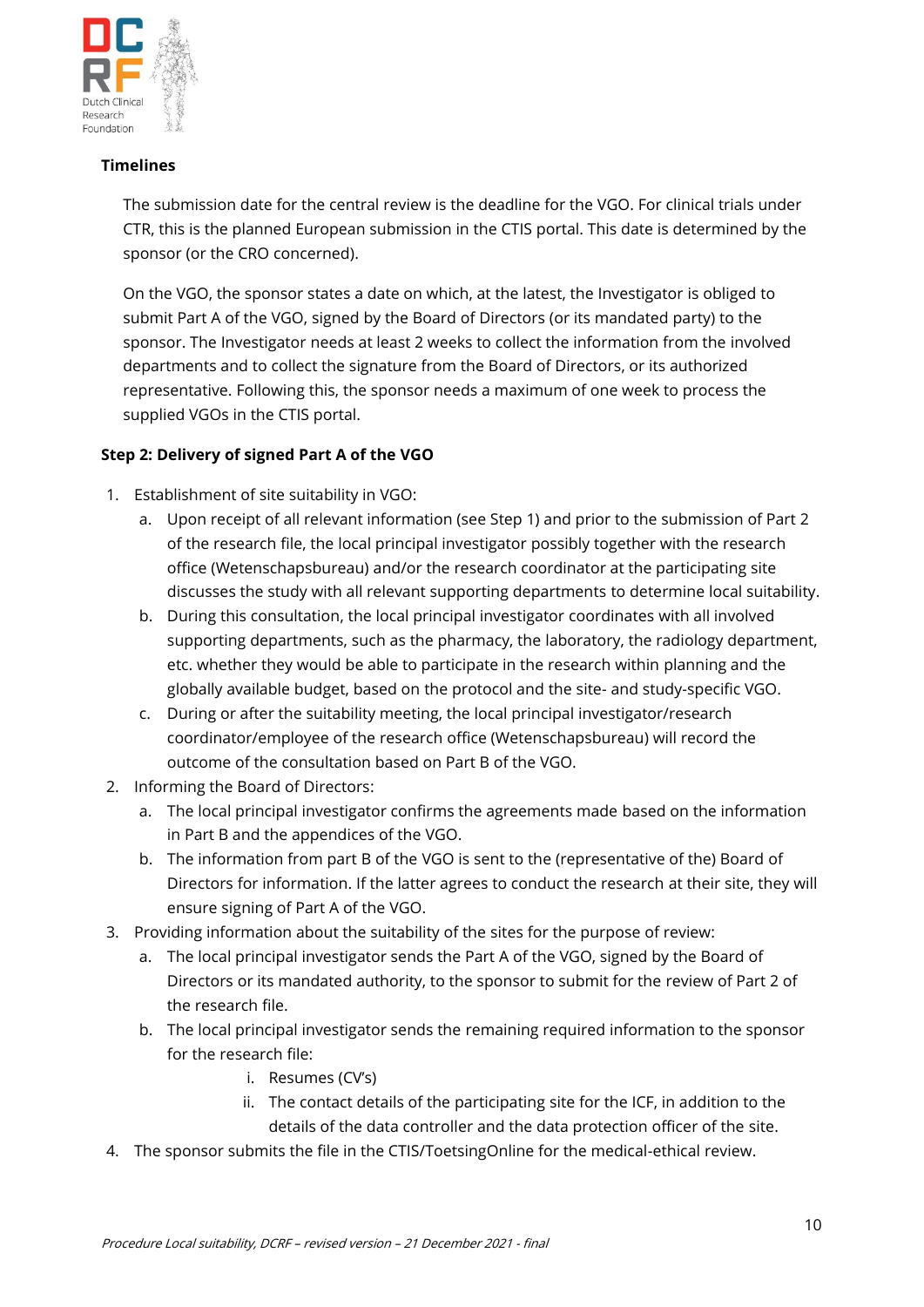**Timelines**

The submission date for the central review is the deadline for the VGO. For clinical trials under CTR, this is the planned European submission in the CTIS portal. This date is determined by the sponsor (or the CRO concerned).

On the VGO, the sponsor states a date on which, at the latest, the Investigator is obliged to submit Part A of the VGO, signed by the Board of Directors (or its mandated party) to the sponsor. The Investigator needs at least 2 weeks to collect the information from the involved departments and to collect the signature from the Board of Directors, or its authorized representative. Following this, the sponsor needs a maximum of one week to process the supplied VGOs in the CTIS portal.

**Step 2: Delivery of signed Part A of the VGO**

1. Establishment of site suitability in VGO:
   a. Upon receipt of all relevant information (see Step 1) and prior to the submission of Part 2 of the research file, the local principal investigator possibly together with the research office (Wetenschapsbureau) and/or the research coordinator at the participating site discusses the study with all relevant supporting departments to determine local suitability.
   b. During this consultation, the local principal investigator coordinates with all involved supporting departments, such as the pharmacy, the laboratory, the radiology department, etc. whether they would be able to participate in the research within planning and the globally available budget, based on the protocol and the site- and study-specific VGO.
   c. During or after the suitability meeting, the local principal investigator/research coordinator/employee of the research office (Wetenschapsbureau) will record the outcome of the consultation based on Part B of the VGO.
2. Informing the Board of Directors:
   a. The local principal investigator confirms the agreements made based on the information in Part B and the appendices of the VGO.
   b. The information from part B of the VGO is sent to the (representative of the) Board of Directors for information. If the latter agrees to conduct the research at their site, they will ensure signing of Part A of the VGO.
3. Providing information about the suitability of the sites for the purpose of review:
   a. The local principal investigator sends the Part A of the VGO, signed by the Board of Directors or its mandated authority, to the sponsor to submit for the review of Part 2 of the research file.
   b. The local principal investigator sends the remaining required information to the sponsor for the research file:
      i. Resumes (CV's)
      ii. The contact details of the participating site for the ICF, in addition to the details of the data controller and the data protection officer of the site.
4. The sponsor submits the file in the CTIS/ToetsingOnline for the medical-ethical review.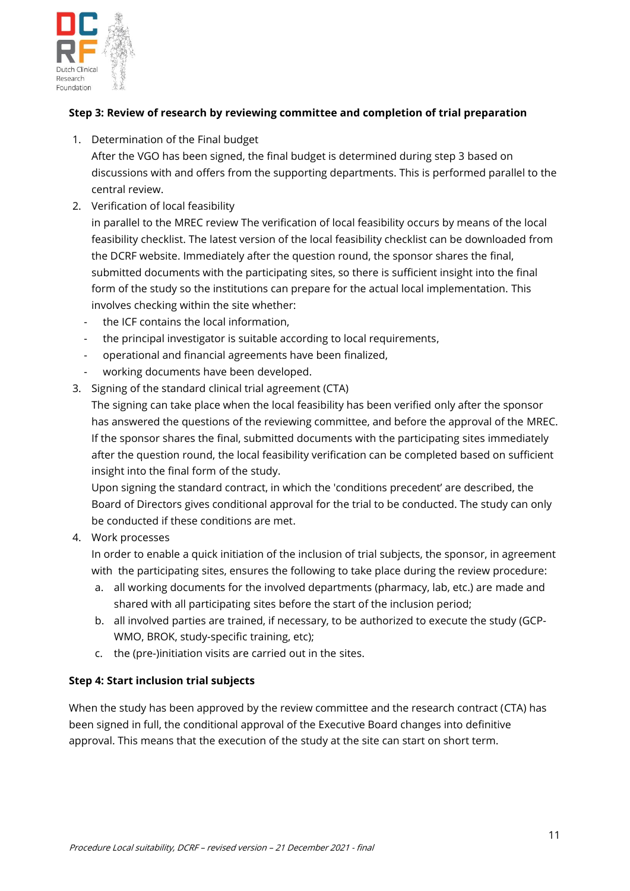**Step 3: Review of research by reviewing committee and completion of trial preparation**

1. Determination of the Final budget
   After the VGO has been signed, the final budget is determined during step 3 based on discussions with and offers from the supporting departments. This is performed parallel to the central review.
2. Verification of local feasibility
   in parallel to the MREC review The verification of local feasibility occurs by means of the local feasibility checklist. The latest version of the local feasibility checklist can be downloaded from the DCRF website. Immediately after the question round, the sponsor shares the final, submitted documents with the participating sites, so there is sufficient insight into the final form of the study so the institutions can prepare for the actual local implementation. This involves checking within the site whether:
   - the ICF contains the local information,
   - the principal investigator is suitable according to local requirements,
   - operational and financial agreements have been finalized,
   - working documents have been developed.
3. Signing of the standard clinical trial agreement (CTA)
   The signing can take place when the local feasibility has been verified only after the sponsor has answered the questions of the reviewing committee, and before the approval of the MREC. If the sponsor shares the final, submitted documents with the participating sites immediately after the question round, the local feasibility verification can be completed based on sufficient insight into the final form of the study.
   Upon signing the standard contract, in which the 'conditions precedent' are described, the Board of Directors gives conditional approval for the trial to be conducted. The study can only be conducted if these conditions are met.
4. Work processes
   In order to enable a quick initiation of the inclusion of trial subjects, the sponsor, in agreement with the participating sites, ensures the following to take place during the review procedure:
   a. all working documents for the involved departments (pharmacy, lab, etc.) are made and shared with all participating sites before the start of the inclusion period;
   b. all involved parties are trained, if necessary, to be authorized to execute the study (GCP-WMO, BROK, study-specific training, etc);
   c. the (pre-)initiation visits are carried out in the sites.

**Step 4: Start inclusion trial subjects**

When the study has been approved by the review committee and the research contract (CTA) has been signed in full, the conditional approval of the Executive Board changes into definitive approval. This means that the execution of the study at the site can start on short term.